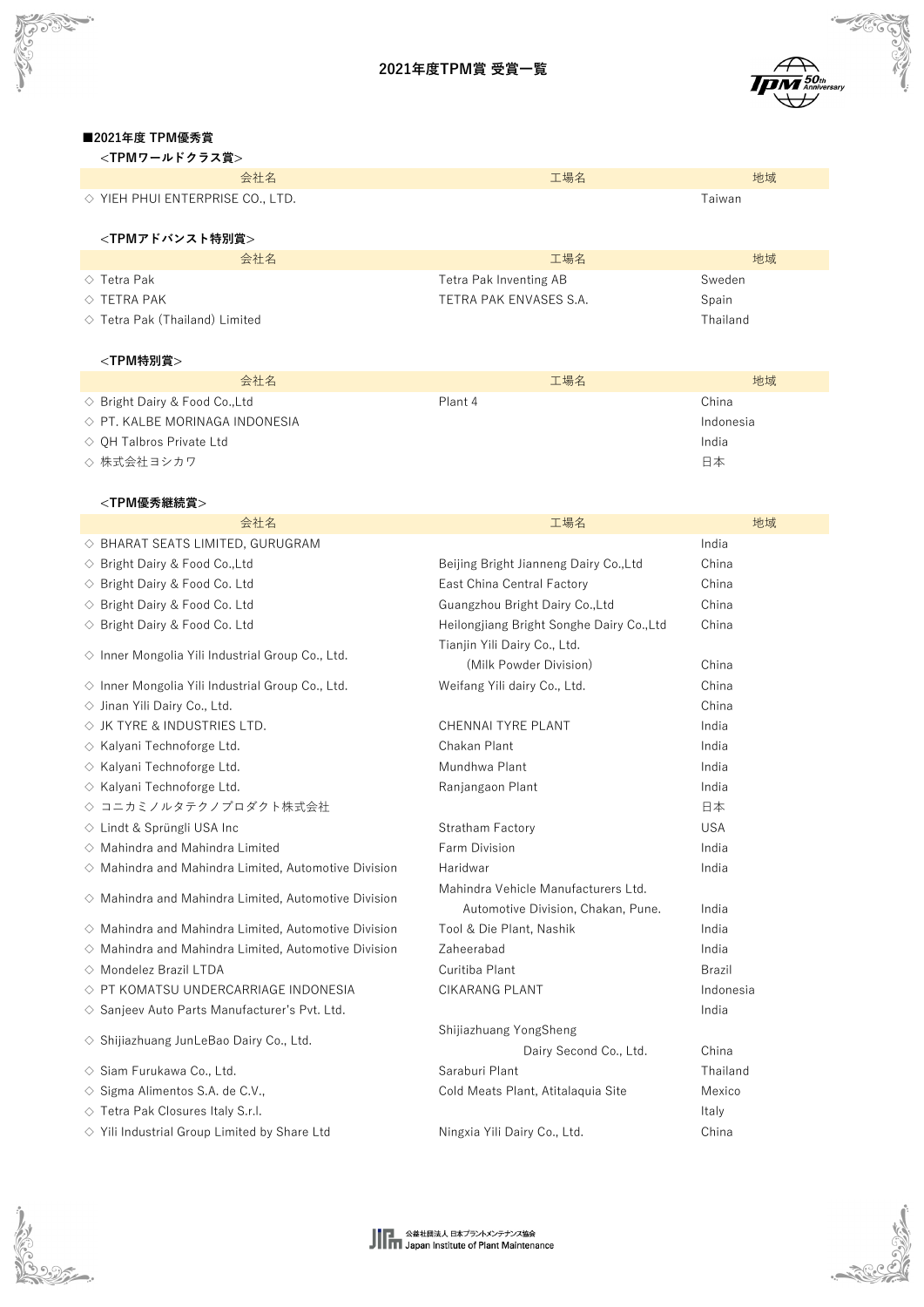# 2021年度TPM賞 受賞一覧

## ■2021年度 TPM優秀賞

### <TPMワールドクラス賞>

| 会社名 | 工場名 | 地域 |
|---|---|---|
| ◇ YIEH PHUI ENTERPRISE CO., LTD. | | Taiwan |

### <TPMアドバンスト特別賞>

| 会社名 | 工場名 | 地域 |
|---|---|---|
| ◇ Tetra Pak | Tetra Pak Inventing AB | Sweden |
| ◇ TETRA PAK | TETRA PAK ENVASES S.A. | Spain |
| ◇ Tetra Pak (Thailand) Limited | | Thailand |

### <TPM特別賞>

| 会社名 | 工場名 | 地域 |
|---|---|---|
| ◇ Bright Dairy & Food Co.,Ltd | Plant 4 | China |
| ◇ PT. KALBE MORINAGA INDONESIA | | Indonesia |
| ◇ QH Talbros Private Ltd | | India |
| ◇ 株式会社ヨシカワ | | 日本 |

### <TPM優秀継続賞>

| 会社名 | 工場名 | 地域 |
|---|---|---|
| ◇ BHARAT SEATS LIMITED, GURUGRAM | | India |
| ◇ Bright Dairy & Food Co.,Ltd | Beijing Bright Jianneng Dairy Co.,Ltd | China |
| ◇ Bright Dairy & Food Co. Ltd | East China Central Factory | China |
| ◇ Bright Dairy & Food Co. Ltd | Guangzhou Bright Dairy Co.,Ltd | China |
| ◇ Bright Dairy & Food Co. Ltd | Heilongjiang Bright Songhe Dairy Co.,Ltd | China |
| ◇ Inner Mongolia Yili Industrial Group Co., Ltd. | Tianjin Yili Dairy Co., Ltd. (Milk Powder Division) | China |
| ◇ Inner Mongolia Yili Industrial Group Co., Ltd. | Weifang Yili dairy Co., Ltd. | China |
| ◇ Jinan Yili Dairy Co., Ltd. | | China |
| ◇ JK TYRE & INDUSTRIES LTD. | CHENNAI TYRE PLANT | India |
| ◇ Kalyani Technoforge Ltd. | Chakan Plant | India |
| ◇ Kalyani Technoforge Ltd. | Mundhwa Plant | India |
| ◇ Kalyani Technoforge Ltd. | Ranjangaon Plant | India |
| ◇ コニカミノルタテクノプロダクト株式会社 | | 日本 |
| ◇ Lindt & Sprüngli USA Inc | Stratham Factory | USA |
| ◇ Mahindra and Mahindra Limited | Farm Division | India |
| ◇ Mahindra and Mahindra Limited, Automotive Division | Haridwar | India |
| ◇ Mahindra and Mahindra Limited, Automotive Division | Mahindra Vehicle Manufacturers Ltd. Automotive Division, Chakan, Pune. | India |
| ◇ Mahindra and Mahindra Limited, Automotive Division | Tool & Die Plant, Nashik | India |
| ◇ Mahindra and Mahindra Limited, Automotive Division | Zaheerabad | India |
| ◇ Mondelez Brazil LTDA | Curitiba Plant | Brazil |
| ◇ PT KOMATSU UNDERCARRIAGE INDONESIA | CIKARANG PLANT | Indonesia |
| ◇ Sanjeev Auto Parts Manufacturer's Pvt. Ltd. | | India |
| ◇ Shijiazhuang JunLeBao Dairy Co., Ltd. | Shijiazhuang YongSheng Dairy Second Co., Ltd. | China |
| ◇ Siam Furukawa Co., Ltd. | Saraburi Plant | Thailand |
| ◇ Sigma Alimentos S.A. de C.V., | Cold Meats Plant, Atitalaquia Site | Mexico |
| ◇ Tetra Pak Closures Italy S.r.l. | | Italy |
| ◇ Yili Industrial Group Limited by Share Ltd | Ningxia Yili Dairy Co., Ltd. | China |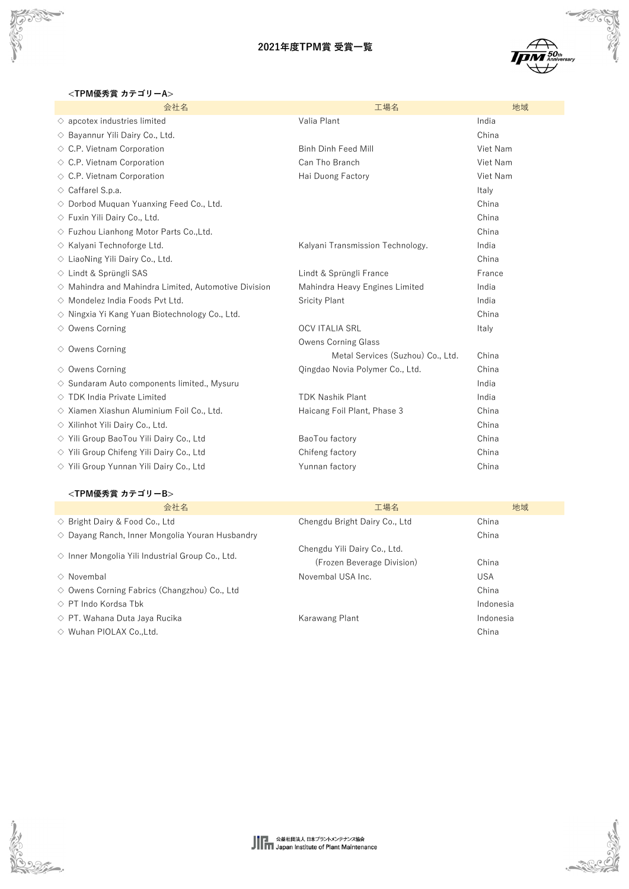# 2021年度TPM賞 受賞一覧

## <TPM優秀賞 カテゴリーA>

| 会社名 | 工場名 | 地域 |
|---|---|---|
| ◇ apcotex industries limited | Valia Plant | India |
| ◇ Bayannur Yili Dairy Co., Ltd. | | China |
| ◇ C.P. Vietnam Corporation | Binh Dinh Feed Mill | Viet Nam |
| ◇ C.P. Vietnam Corporation | Can Tho Branch | Viet Nam |
| ◇ C.P. Vietnam Corporation | Hai Duong Factory | Viet Nam |
| ◇ Caffarel S.p.a. | | Italy |
| ◇ Dorbod Muquan Yuanxing Feed Co., Ltd. | | China |
| ◇ Fuxin Yili Dairy Co., Ltd. | | China |
| ◇ Fuzhou Lianhong Motor Parts Co.,Ltd. | | China |
| ◇ Kalyani Technoforge Ltd. | Kalyani Transmission Technology. | India |
| ◇ LiaoNing Yili Dairy Co., Ltd. | | China |
| ◇ Lindt & Sprüngli SAS | Lindt & Sprüngli France | France |
| ◇ Mahindra and Mahindra Limited, Automotive Division | Mahindra Heavy Engines Limited | India |
| ◇ Mondelez India Foods Pvt Ltd. | Sricity Plant | India |
| ◇ Ningxia Yi Kang Yuan Biotechnology Co., Ltd. | | China |
| ◇ Owens Corning | OCV ITALIA SRL | Italy |
| ◇ Owens Corning | Owens Corning Glass Metal Services (Suzhou) Co., Ltd. | China |
| ◇ Owens Corning | Qingdao Novia Polymer Co., Ltd. | China |
| ◇ Sundaram Auto components limited., Mysuru | | India |
| ◇ TDK India Private Limited | TDK Nashik Plant | India |
| ◇ Xiamen Xiashun Aluminium Foil Co., Ltd. | Haicang Foil Plant, Phase 3 | China |
| ◇ Xilinhot Yili Dairy Co., Ltd. | | China |
| ◇ Yili Group BaoTou Yili Dairy Co., Ltd | BaoTou factory | China |
| ◇ Yili Group Chifeng Yili Dairy Co., Ltd | Chifeng factory | China |
| ◇ Yili Group Yunnan Yili Dairy Co., Ltd | Yunnan factory | China |

## <TPM優秀賞 カテゴリーB>

| 会社名 | 工場名 | 地域 |
|---|---|---|
| ◇ Bright Dairy & Food Co., Ltd | Chengdu Bright Dairy Co., Ltd | China |
| ◇ Dayang Ranch, Inner Mongolia Youran Husbandry | | China |
| ◇ Inner Mongolia Yili Industrial Group Co., Ltd. | Chengdu Yili Dairy Co., Ltd. (Frozen Beverage Division) | China |
| ◇ Novembal | Novembal USA Inc. | USA |
| ◇ Owens Corning Fabrics (Changzhou) Co., Ltd | | China |
| ◇ PT Indo Kordsa Tbk | | Indonesia |
| ◇ PT. Wahana Duta Jaya Rucika | Karawang Plant | Indonesia |
| ◇ Wuhan PIOLAX Co.,Ltd. | | China |

公益社団法人 日本プラントメンテナンス協会
Japan Institute of Plant Maintenance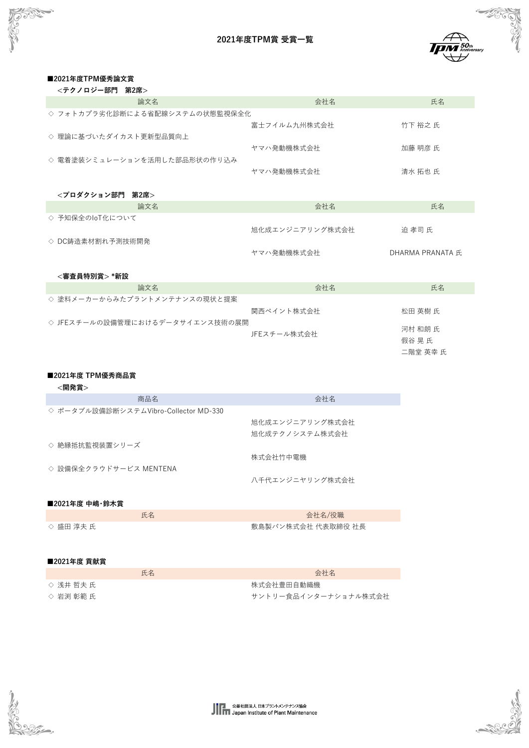# 2021年度TPM賞 受賞一覧

## ■2021年度TPM優秀論文賞

### <テクノロジー部門　第2席>

| 論文名 | 会社名 | 氏名 |
|---|---|---|
| ◇ フォトカプラ劣化診断による省配線システムの状態監視保全化 | 富士フイルム九州株式会社 | 竹下 裕之 氏 |
| ◇ 理論に基づいたダイカスト更新型品質向上 | ヤマハ発動機株式会社 | 加藤 明彦 氏 |
| ◇ 電着塗装シミュレーションを活用した部品形状の作り込み | ヤマハ発動機株式会社 | 清水 拓也 氏 |

### <プロダクション部門　第2席>

| 論文名 | 会社名 | 氏名 |
|---|---|---|
| ◇ 予知保全のIoT化について | 旭化成エンジニアリング株式会社 | 迫 孝司 氏 |
| ◇ DC鋳造素材割れ予測技術開発 | ヤマハ発動機株式会社 | DHARMA PRANATA 氏 |

### <審査員特別賞> *新設

| 論文名 | 会社名 | 氏名 |
|---|---|---|
| ◇ 塗料メーカーからみたプラントメンテナンスの現状と提案 | 関西ペイント株式会社 | 松田 英樹 氏 |
| ◇ JFEスチールの設備管理におけるデータサイエンス技術の展開 | JFEスチール株式会社 | 河村 和朗 氏<br>假谷 晃 氏<br>二階堂 英幸 氏 |

## ■2021年度 TPM優秀商品賞

### <開発賞>

| 商品名 | 会社名 |
|---|---|
| ◇ ポータブル設備診断システムVibro-Collector MD-330 | 旭化成エンジニアリング株式会社<br>旭化成テクノシステム株式会社 |
| ◇ 絶縁抵抗監視装置シリーズ | 株式会社竹中電機 |
| ◇ 設備保全クラウドサービス MENTENA | 八千代エンジニヤリング株式会社 |

## ■2021年度 中嶋･鈴木賞

| 氏名 | 会社名/役職 |
|---|---|
| ◇ 盛田 淳夫 氏 | 敷島製パン株式会社 代表取締役 社長 |

## ■2021年度 貢献賞

| 氏名 | 会社名 |
|---|---|
| ◇ 浅井 哲夫 氏 | 株式会社豊田自動織機 |
| ◇ 岩渕 彰範 氏 | サントリー食品インターナショナル株式会社 |

公益社団法人 日本プラントメンテナンス協会
Japan Institute of Plant Maintenance